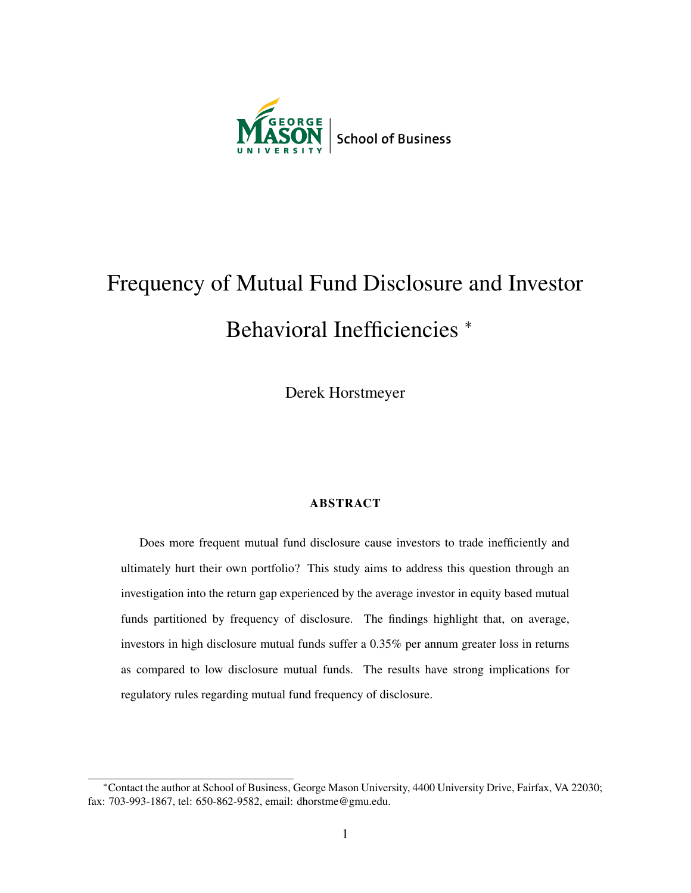George Mason University | School of Business

# Frequency of Mutual Fund Disclosure and Investor Behavioral Inefficiencies *

Derek Horstmeyer

### ABSTRACT

Does more frequent mutual fund disclosure cause investors to trade inefficiently and ultimately hurt their own portfolio? This study aims to address this question through an investigation into the return gap experienced by the average investor in equity based mutual funds partitioned by frequency of disclosure. The findings highlight that, on average, investors in high disclosure mutual funds suffer a 0.35% per annum greater loss in returns as compared to low disclosure mutual funds. The results have strong implications for regulatory rules regarding mutual fund frequency of disclosure.

*Contact the author at School of Business, George Mason University, 4400 University Drive, Fairfax, VA 22030; fax: 703-993-1867, tel: 650-862-9582, email: dhorstme@gmu.edu.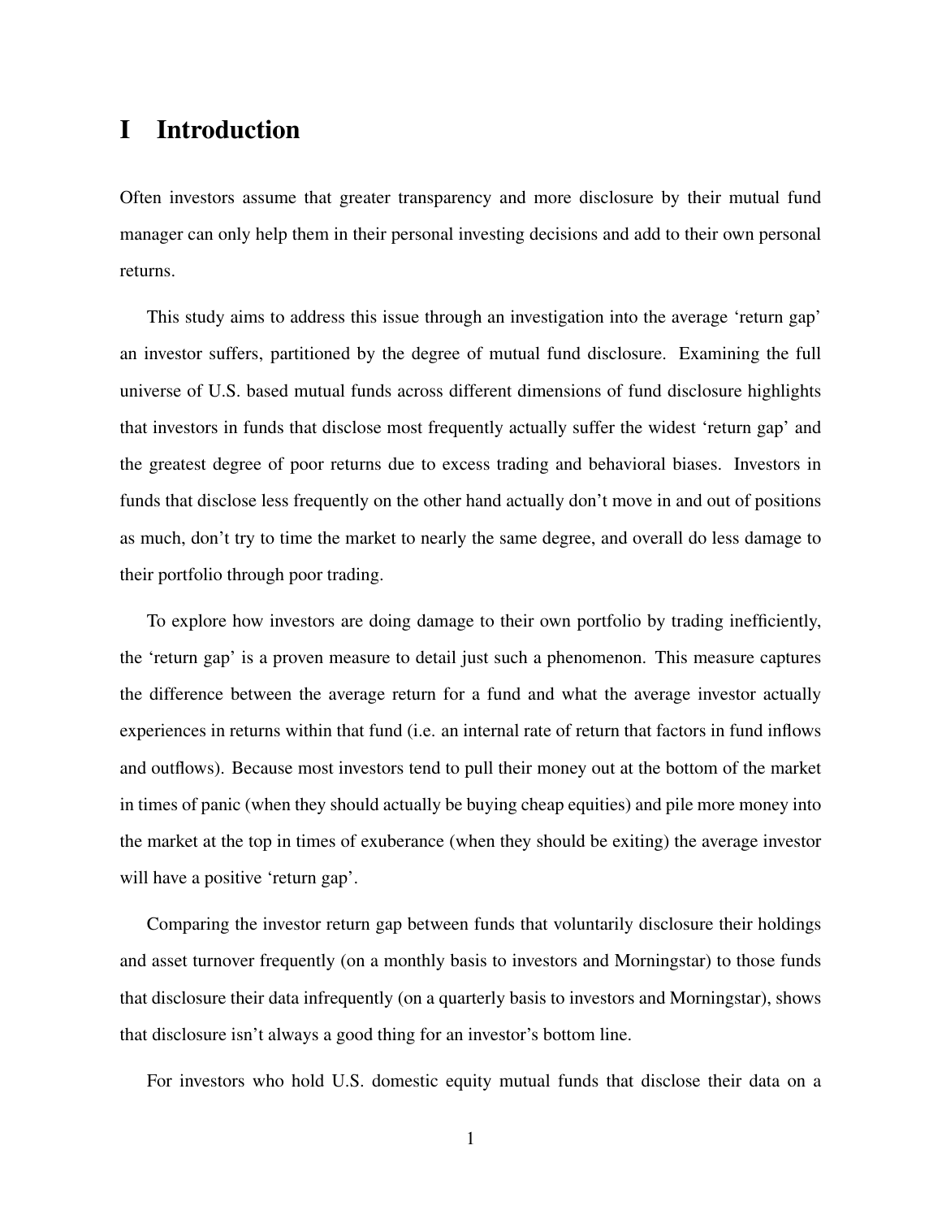# I Introduction

Often investors assume that greater transparency and more disclosure by their mutual fund manager can only help them in their personal investing decisions and add to their own personal returns.

This study aims to address this issue through an investigation into the average 'return gap' an investor suffers, partitioned by the degree of mutual fund disclosure. Examining the full universe of U.S. based mutual funds across different dimensions of fund disclosure highlights that investors in funds that disclose most frequently actually suffer the widest 'return gap' and the greatest degree of poor returns due to excess trading and behavioral biases. Investors in funds that disclose less frequently on the other hand actually don't move in and out of positions as much, don't try to time the market to nearly the same degree, and overall do less damage to their portfolio through poor trading.

To explore how investors are doing damage to their own portfolio by trading inefficiently, the 'return gap' is a proven measure to detail just such a phenomenon. This measure captures the difference between the average return for a fund and what the average investor actually experiences in returns within that fund (i.e. an internal rate of return that factors in fund inflows and outflows). Because most investors tend to pull their money out at the bottom of the market in times of panic (when they should actually be buying cheap equities) and pile more money into the market at the top in times of exuberance (when they should be exiting) the average investor will have a positive 'return gap'.

Comparing the investor return gap between funds that voluntarily disclosure their holdings and asset turnover frequently (on a monthly basis to investors and Morningstar) to those funds that disclosure their data infrequently (on a quarterly basis to investors and Morningstar), shows that disclosure isn't always a good thing for an investor's bottom line.

For investors who hold U.S. domestic equity mutual funds that disclose their data on a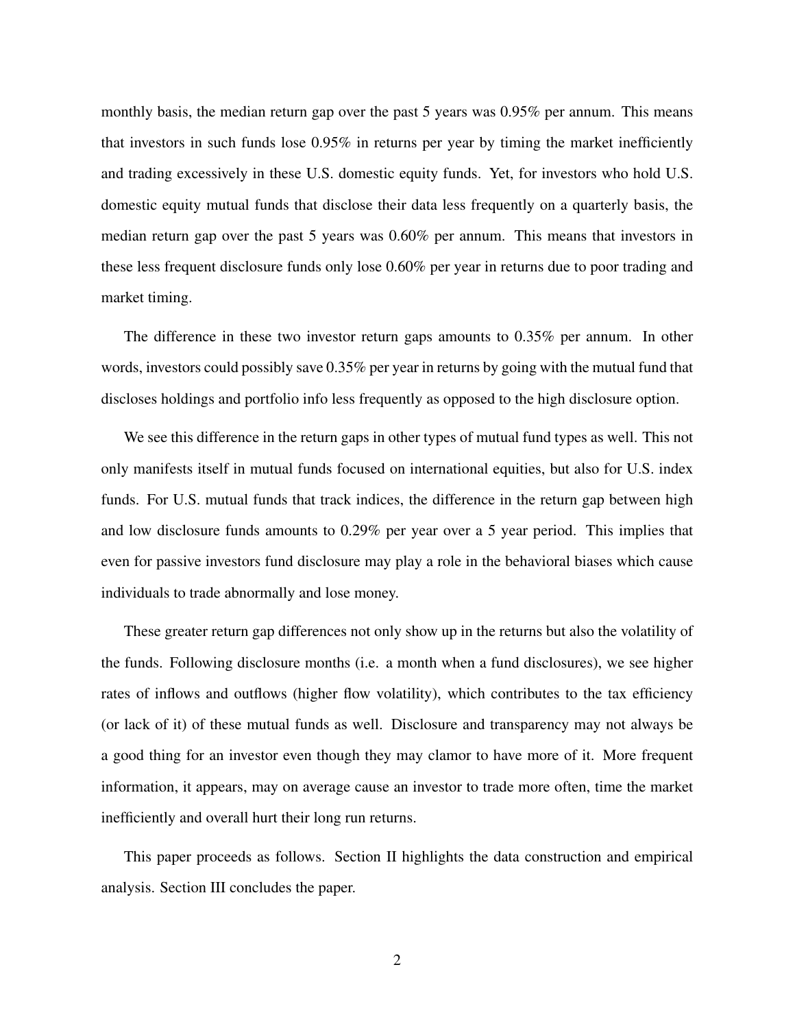monthly basis, the median return gap over the past 5 years was 0.95% per annum. This means that investors in such funds lose 0.95% in returns per year by timing the market inefficiently and trading excessively in these U.S. domestic equity funds. Yet, for investors who hold U.S. domestic equity mutual funds that disclose their data less frequently on a quarterly basis, the median return gap over the past 5 years was 0.60% per annum. This means that investors in these less frequent disclosure funds only lose 0.60% per year in returns due to poor trading and market timing.

The difference in these two investor return gaps amounts to 0.35% per annum. In other words, investors could possibly save 0.35% per year in returns by going with the mutual fund that discloses holdings and portfolio info less frequently as opposed to the high disclosure option.

We see this difference in the return gaps in other types of mutual fund types as well. This not only manifests itself in mutual funds focused on international equities, but also for U.S. index funds. For U.S. mutual funds that track indices, the difference in the return gap between high and low disclosure funds amounts to 0.29% per year over a 5 year period. This implies that even for passive investors fund disclosure may play a role in the behavioral biases which cause individuals to trade abnormally and lose money.

These greater return gap differences not only show up in the returns but also the volatility of the funds. Following disclosure months (i.e. a month when a fund disclosures), we see higher rates of inflows and outflows (higher flow volatility), which contributes to the tax efficiency (or lack of it) of these mutual funds as well. Disclosure and transparency may not always be a good thing for an investor even though they may clamor to have more of it. More frequent information, it appears, may on average cause an investor to trade more often, time the market inefficiently and overall hurt their long run returns.

This paper proceeds as follows. Section II highlights the data construction and empirical analysis. Section III concludes the paper.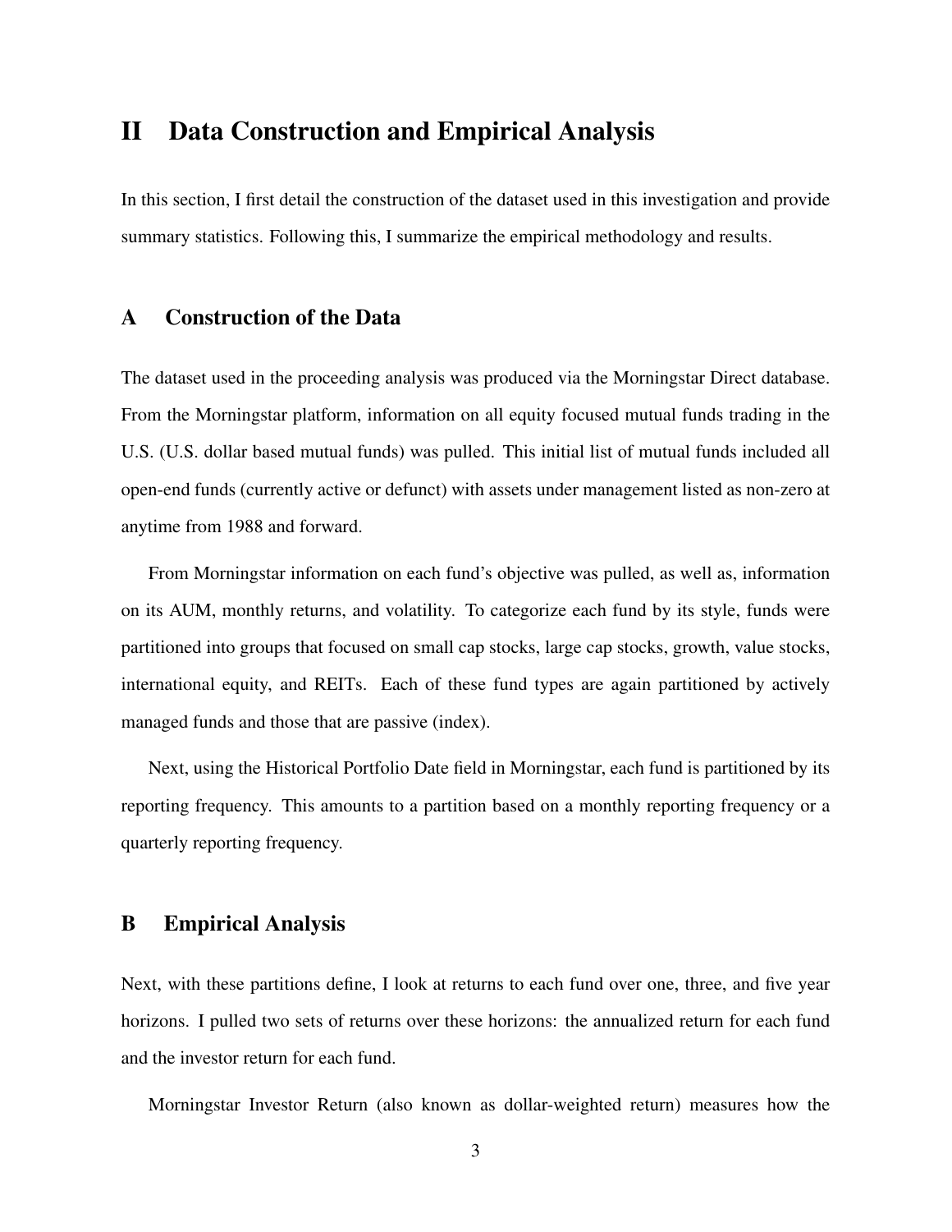# II Data Construction and Empirical Analysis

In this section, I first detail the construction of the dataset used in this investigation and provide summary statistics. Following this, I summarize the empirical methodology and results.

## A Construction of the Data

The dataset used in the proceeding analysis was produced via the Morningstar Direct database. From the Morningstar platform, information on all equity focused mutual funds trading in the U.S. (U.S. dollar based mutual funds) was pulled. This initial list of mutual funds included all open-end funds (currently active or defunct) with assets under management listed as non-zero at anytime from 1988 and forward.

From Morningstar information on each fund's objective was pulled, as well as, information on its AUM, monthly returns, and volatility. To categorize each fund by its style, funds were partitioned into groups that focused on small cap stocks, large cap stocks, growth, value stocks, international equity, and REITs. Each of these fund types are again partitioned by actively managed funds and those that are passive (index).

Next, using the Historical Portfolio Date field in Morningstar, each fund is partitioned by its reporting frequency. This amounts to a partition based on a monthly reporting frequency or a quarterly reporting frequency.

## B Empirical Analysis

Next, with these partitions define, I look at returns to each fund over one, three, and five year horizons. I pulled two sets of returns over these horizons: the annualized return for each fund and the investor return for each fund.

Morningstar Investor Return (also known as dollar-weighted return) measures how the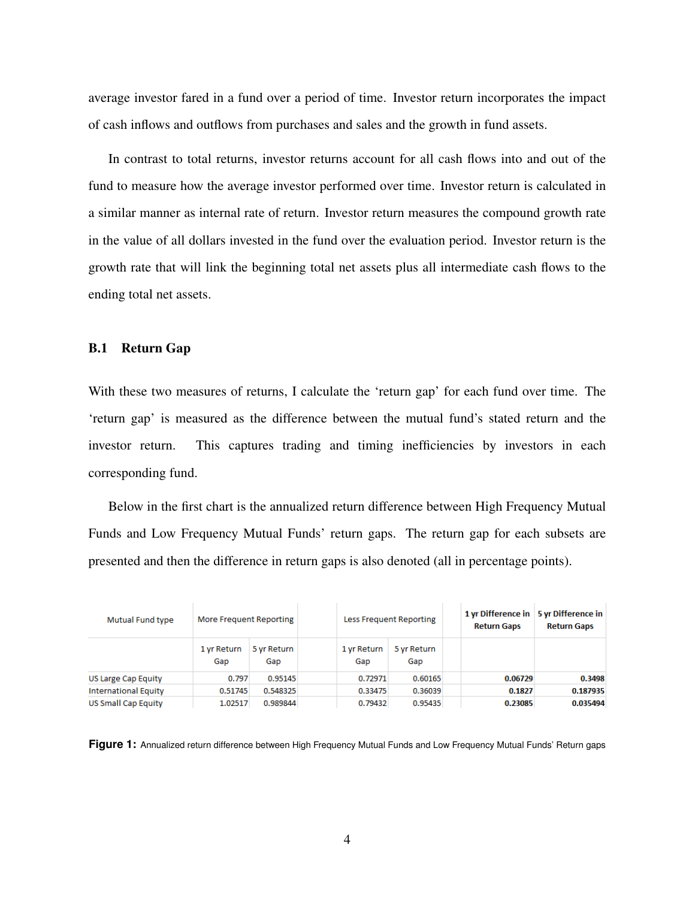average investor fared in a fund over a period of time. Investor return incorporates the impact of cash inflows and outflows from purchases and sales and the growth in fund assets.

In contrast to total returns, investor returns account for all cash flows into and out of the fund to measure how the average investor performed over time. Investor return is calculated in a similar manner as internal rate of return. Investor return measures the compound growth rate in the value of all dollars invested in the fund over the evaluation period. Investor return is the growth rate that will link the beginning total net assets plus all intermediate cash flows to the ending total net assets.

### B.1 Return Gap

With these two measures of returns, I calculate the 'return gap' for each fund over time. The 'return gap' is measured as the difference between the mutual fund's stated return and the investor return. This captures trading and timing inefficiencies by investors in each corresponding fund.

Below in the first chart is the annualized return difference between High Frequency Mutual Funds and Low Frequency Mutual Funds' return gaps. The return gap for each subsets are presented and then the difference in return gaps is also denoted (all in percentage points).

| Mutual Fund type | More Frequent Reporting | | Less Frequent Reporting | | 1 yr Difference in Return Gaps | 5 yr Difference in Return Gaps |
|---|---|---|---|---|---|---|
| | 1 yr Return Gap | 5 yr Return Gap | 1 yr Return Gap | 5 yr Return Gap | | |
| US Large Cap Equity | 0.797 | 0.95145 | 0.72971 | 0.60165 | **0.06729** | **0.3498** |
| International Equity | 0.51745 | 0.548325 | 0.33475 | 0.36039 | **0.1827** | **0.187935** |
| US Small Cap Equity | 1.02517 | 0.989844 | 0.79432 | 0.95435 | **0.23085** | **0.035494** |

**Figure 1:** Annualized return difference between High Frequency Mutual Funds and Low Frequency Mutual Funds' Return gaps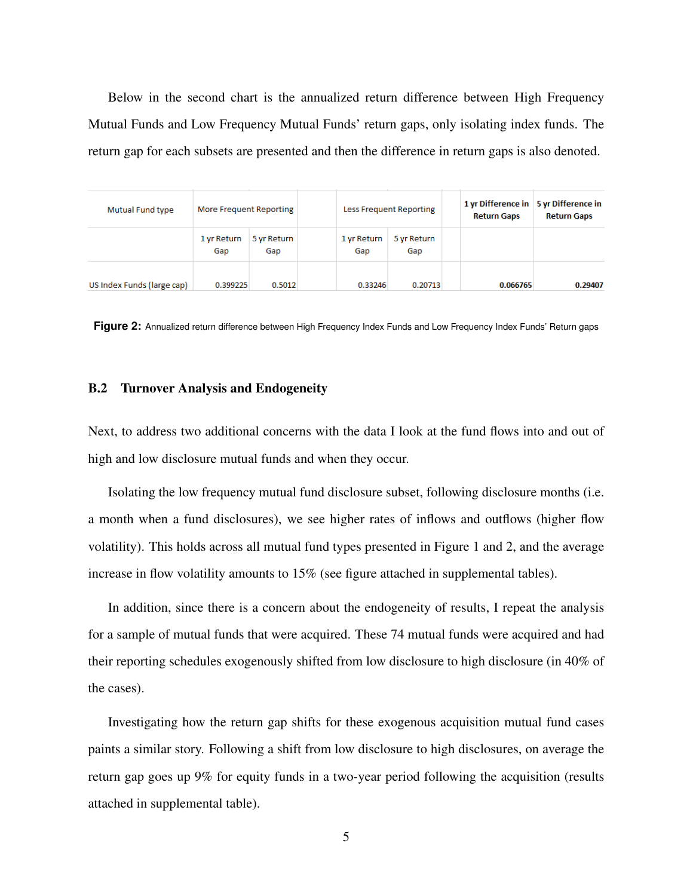Below in the second chart is the annualized return difference between High Frequency Mutual Funds and Low Frequency Mutual Funds' return gaps, only isolating index funds. The return gap for each subsets are presented and then the difference in return gaps is also denoted.

| Mutual Fund type | More Frequent Reporting | | Less Frequent Reporting | | **1 yr Difference in Return Gaps** | **5 yr Difference in Return Gaps** |
|---|---|---|---|---|---|---|
| | 1 yr Return Gap | 5 yr Return Gap | 1 yr Return Gap | 5 yr Return Gap | | |
| US Index Funds (large cap) | 0.399225 | 0.5012 | 0.33246 | 0.20713 | **0.066765** | **0.29407** |

**Figure 2:** Annualized return difference between High Frequency Index Funds and Low Frequency Index Funds' Return gaps

### B.2 Turnover Analysis and Endogeneity

Next, to address two additional concerns with the data I look at the fund flows into and out of high and low disclosure mutual funds and when they occur.

Isolating the low frequency mutual fund disclosure subset, following disclosure months (i.e. a month when a fund disclosures), we see higher rates of inflows and outflows (higher flow volatility). This holds across all mutual fund types presented in Figure 1 and 2, and the average increase in flow volatility amounts to 15% (see figure attached in supplemental tables).

In addition, since there is a concern about the endogeneity of results, I repeat the analysis for a sample of mutual funds that were acquired. These 74 mutual funds were acquired and had their reporting schedules exogenously shifted from low disclosure to high disclosure (in 40% of the cases).

Investigating how the return gap shifts for these exogenous acquisition mutual fund cases paints a similar story. Following a shift from low disclosure to high disclosures, on average the return gap goes up 9% for equity funds in a two-year period following the acquisition (results attached in supplemental table).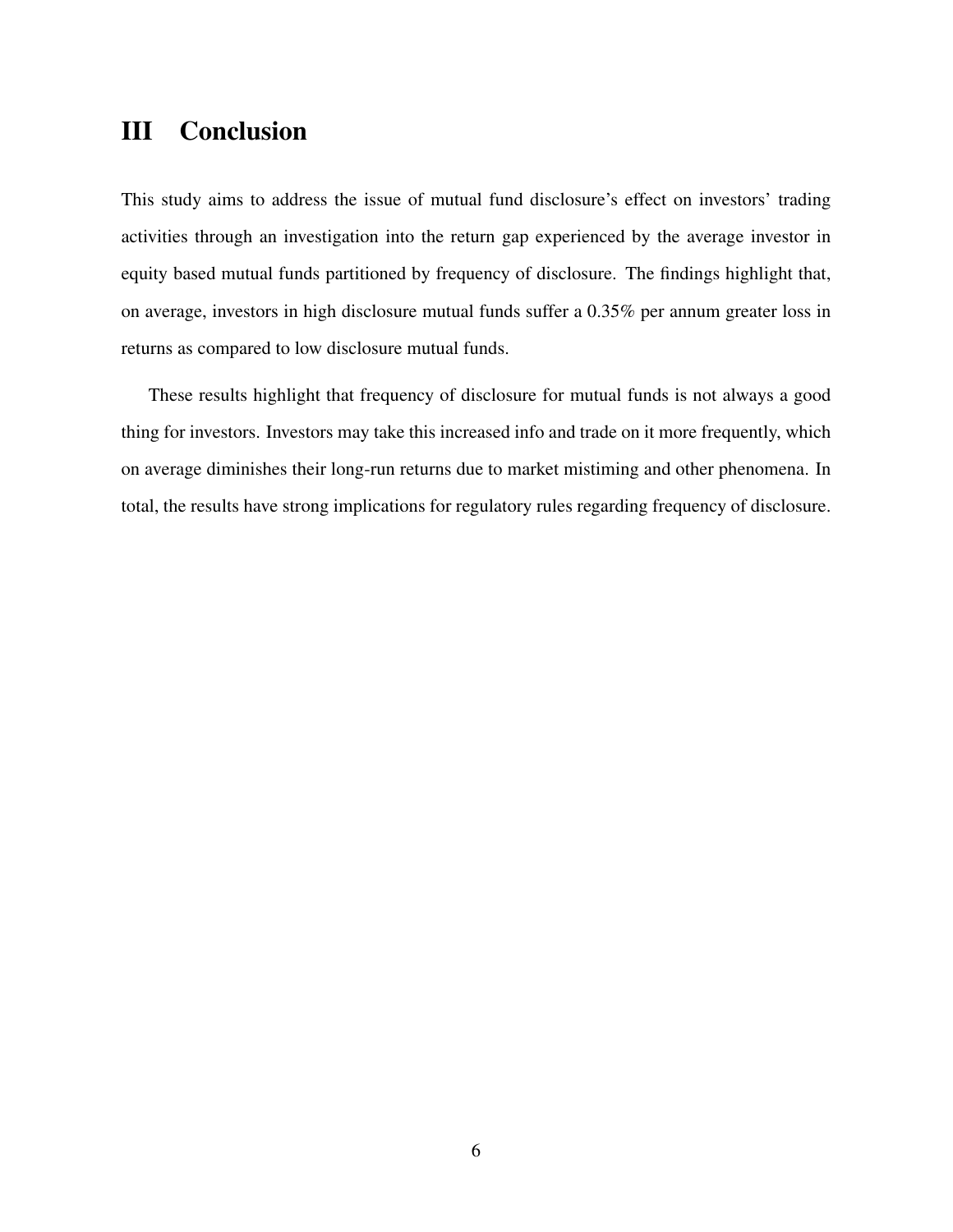## III Conclusion

This study aims to address the issue of mutual fund disclosure's effect on investors' trading activities through an investigation into the return gap experienced by the average investor in equity based mutual funds partitioned by frequency of disclosure. The findings highlight that, on average, investors in high disclosure mutual funds suffer a 0.35% per annum greater loss in returns as compared to low disclosure mutual funds.

These results highlight that frequency of disclosure for mutual funds is not always a good thing for investors. Investors may take this increased info and trade on it more frequently, which on average diminishes their long-run returns due to market mistiming and other phenomena. In total, the results have strong implications for regulatory rules regarding frequency of disclosure.